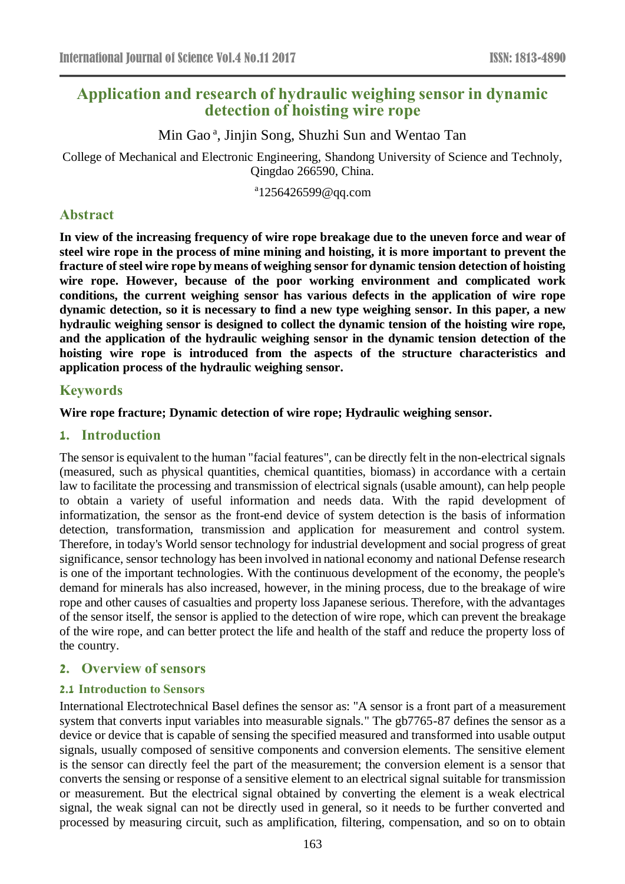# Application and research of hydraulic weighing sensor in dynamic detection of hoisting wire rope

Min Gao [a], Jinjin Song, Shuzhi Sun and Wentao Tan

College of Mechanical and Electronic Engineering, Shandong University of Science and Technoly, Qingdao 266590, China.

[a]1256426599@qq.com

## Abstract

**In view of the increasing frequency of wire rope breakage due to the uneven force and wear of steel wire rope in the process of mine mining and hoisting, it is more important to prevent the fracture of steel wire rope by means of weighing sensor for dynamic tension detection of hoisting wire rope. However, because of the poor working environment and complicated work conditions, the current weighing sensor has various defects in the application of wire rope dynamic detection, so it is necessary to find a new type weighing sensor. In this paper, a new hydraulic weighing sensor is designed to collect the dynamic tension of the hoisting wire rope, and the application of the hydraulic weighing sensor in the dynamic tension detection of the hoisting wire rope is introduced from the aspects of the structure characteristics and application process of the hydraulic weighing sensor.**

## Keywords

**Wire rope fracture; Dynamic detection of wire rope; Hydraulic weighing sensor.**

## 1. Introduction

The sensor is equivalent to the human "facial features", can be directly felt in the non-electrical signals (measured, such as physical quantities, chemical quantities, biomass) in accordance with a certain law to facilitate the processing and transmission of electrical signals (usable amount), can help people to obtain a variety of useful information and needs data. With the rapid development of informatization, the sensor as the front-end device of system detection is the basis of information detection, transformation, transmission and application for measurement and control system. Therefore, in today's World sensor technology for industrial development and social progress of great significance, sensor technology has been involved in national economy and national Defense research is one of the important technologies. With the continuous development of the economy, the people's demand for minerals has also increased, however, in the mining process, due to the breakage of wire rope and other causes of casualties and property loss Japanese serious. Therefore, with the advantages of the sensor itself, the sensor is applied to the detection of wire rope, which can prevent the breakage of the wire rope, and can better protect the life and health of the staff and reduce the property loss of the country.

## 2. Overview of sensors

### 2.1 Introduction to Sensors

International Electrotechnical Basel defines the sensor as: "A sensor is a front part of a measurement system that converts input variables into measurable signals." The gb7765-87 defines the sensor as a device or device that is capable of sensing the specified measured and transformed into usable output signals, usually composed of sensitive components and conversion elements. The sensitive element is the sensor can directly feel the part of the measurement; the conversion element is a sensor that converts the sensing or response of a sensitive element to an electrical signal suitable for transmission or measurement. But the electrical signal obtained by converting the element is a weak electrical signal, the weak signal can not be directly used in general, so it needs to be further converted and processed by measuring circuit, such as amplification, filtering, compensation, and so on to obtain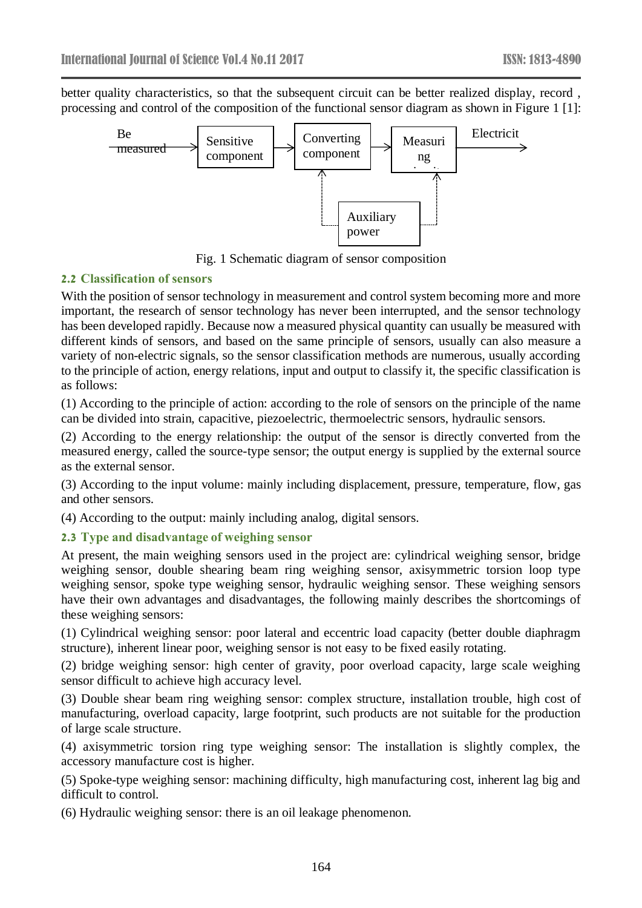better quality characteristics, so that the subsequent circuit can be better realized display, record , processing and control of the composition of the functional sensor diagram as shown in Figure 1 [1]:

Fig. 1 Schematic diagram of sensor composition

### 2.2 Classification of sensors

With the position of sensor technology in measurement and control system becoming more and more important, the research of sensor technology has never been interrupted, and the sensor technology has been developed rapidly. Because now a measured physical quantity can usually be measured with different kinds of sensors, and based on the same principle of sensors, usually can also measure a variety of non-electric signals, so the sensor classification methods are numerous, usually according to the principle of action, energy relations, input and output to classify it, the specific classification is as follows:

(1) According to the principle of action: according to the role of sensors on the principle of the name can be divided into strain, capacitive, piezoelectric, thermoelectric sensors, hydraulic sensors.

(2) According to the energy relationship: the output of the sensor is directly converted from the measured energy, called the source-type sensor; the output energy is supplied by the external source as the external sensor.

(3) According to the input volume: mainly including displacement, pressure, temperature, flow, gas and other sensors.

(4) According to the output: mainly including analog, digital sensors.

### 2.3 Type and disadvantage of weighing sensor

At present, the main weighing sensors used in the project are: cylindrical weighing sensor, bridge weighing sensor, double shearing beam ring weighing sensor, axisymmetric torsion loop type weighing sensor, spoke type weighing sensor, hydraulic weighing sensor. These weighing sensors have their own advantages and disadvantages, the following mainly describes the shortcomings of these weighing sensors:

(1) Cylindrical weighing sensor: poor lateral and eccentric load capacity (better double diaphragm structure), inherent linear poor, weighing sensor is not easy to be fixed easily rotating.

(2) bridge weighing sensor: high center of gravity, poor overload capacity, large scale weighing sensor difficult to achieve high accuracy level.

(3) Double shear beam ring weighing sensor: complex structure, installation trouble, high cost of manufacturing, overload capacity, large footprint, such products are not suitable for the production of large scale structure.

(4) axisymmetric torsion ring type weighing sensor: The installation is slightly complex, the accessory manufacture cost is higher.

(5) Spoke-type weighing sensor: machining difficulty, high manufacturing cost, inherent lag big and difficult to control.

(6) Hydraulic weighing sensor: there is an oil leakage phenomenon.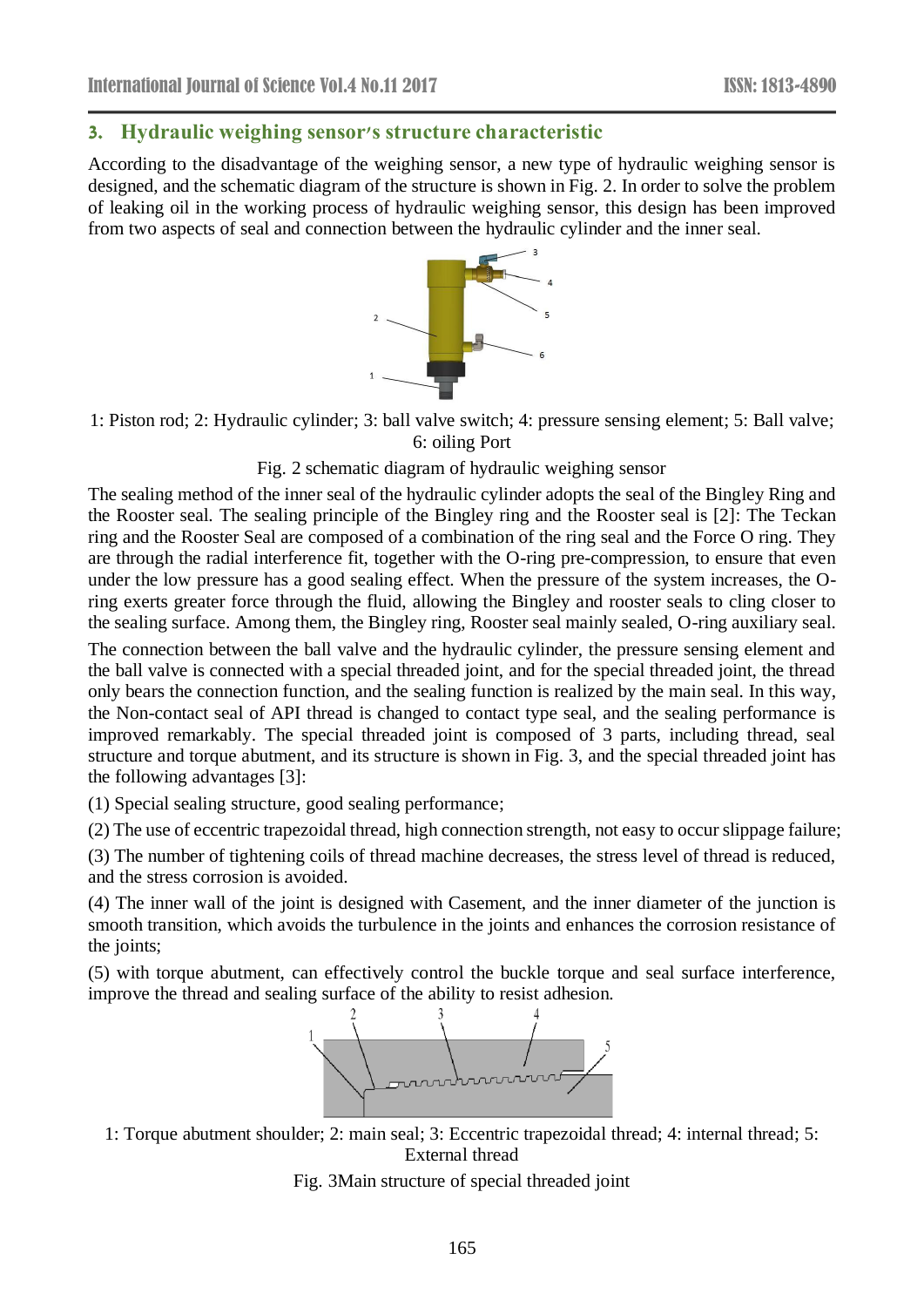## 3. Hydraulic weighing sensor's structure characteristic

According to the disadvantage of the weighing sensor, a new type of hydraulic weighing sensor is designed, and the schematic diagram of the structure is shown in Fig. 2. In order to solve the problem of leaking oil in the working process of hydraulic weighing sensor, this design has been improved from two aspects of seal and connection between the hydraulic cylinder and the inner seal.

1: Piston rod; 2: Hydraulic cylinder; 3: ball valve switch; 4: pressure sensing element; 5: Ball valve; 6: oiling Port

Fig. 2 schematic diagram of hydraulic weighing sensor

The sealing method of the inner seal of the hydraulic cylinder adopts the seal of the Bingley Ring and the Rooster seal. The sealing principle of the Bingley ring and the Rooster seal is [2]: The Teckan ring and the Rooster Seal are composed of a combination of the ring seal and the Force O ring. They are through the radial interference fit, together with the O-ring pre-compression, to ensure that even under the low pressure has a good sealing effect. When the pressure of the system increases, the O-ring exerts greater force through the fluid, allowing the Bingley and rooster seals to cling closer to the sealing surface. Among them, the Bingley ring, Rooster seal mainly sealed, O-ring auxiliary seal.

The connection between the ball valve and the hydraulic cylinder, the pressure sensing element and the ball valve is connected with a special threaded joint, and for the special threaded joint, the thread only bears the connection function, and the sealing function is realized by the main seal. In this way, the Non-contact seal of API thread is changed to contact type seal, and the sealing performance is improved remarkably. The special threaded joint is composed of 3 parts, including thread, seal structure and torque abutment, and its structure is shown in Fig. 3, and the special threaded joint has the following advantages [3]:

(1) Special sealing structure, good sealing performance;

(2) The use of eccentric trapezoidal thread, high connection strength, not easy to occur slippage failure;

(3) The number of tightening coils of thread machine decreases, the stress level of thread is reduced, and the stress corrosion is avoided.

(4) The inner wall of the joint is designed with Casement, and the inner diameter of the junction is smooth transition, which avoids the turbulence in the joints and enhances the corrosion resistance of the joints;

(5) with torque abutment, can effectively control the buckle torque and seal surface interference, improve the thread and sealing surface of the ability to resist adhesion.

1: Torque abutment shoulder; 2: main seal; 3: Eccentric trapezoidal thread; 4: internal thread; 5: External thread

Fig. 3Main structure of special threaded joint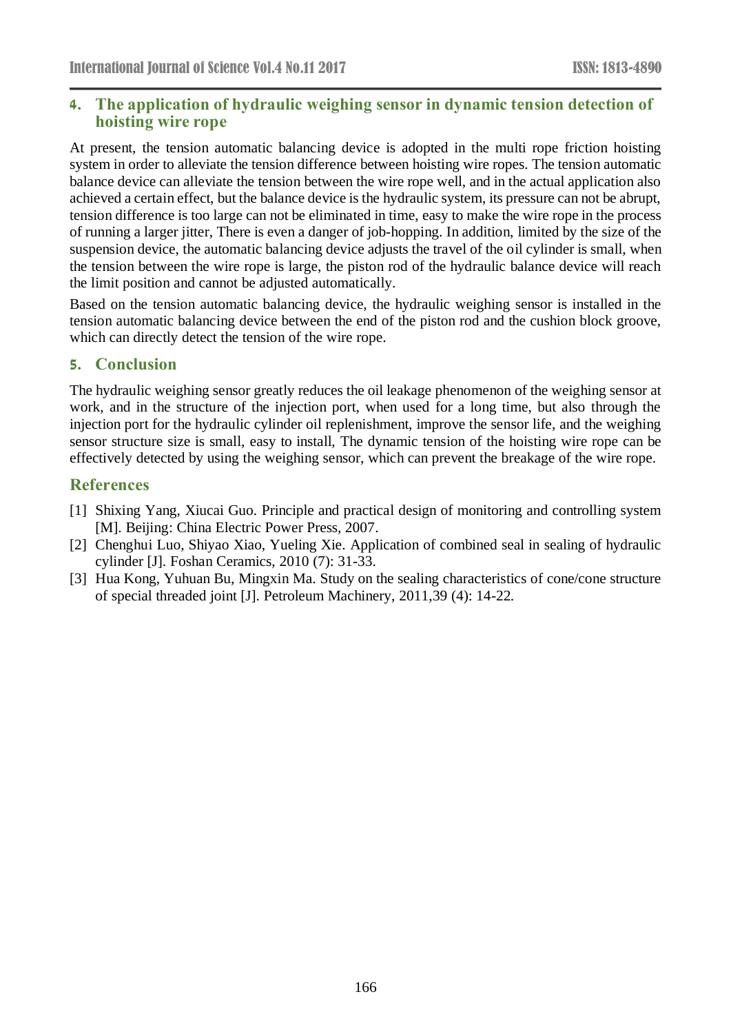## 4. The application of hydraulic weighing sensor in dynamic tension detection of hoisting wire rope

At present, the tension automatic balancing device is adopted in the multi rope friction hoisting system in order to alleviate the tension difference between hoisting wire ropes. The tension automatic balance device can alleviate the tension between the wire rope well, and in the actual application also achieved a certain effect, but the balance device is the hydraulic system, its pressure can not be abrupt, tension difference is too large can not be eliminated in time, easy to make the wire rope in the process of running a larger jitter, There is even a danger of job-hopping. In addition, limited by the size of the suspension device, the automatic balancing device adjusts the travel of the oil cylinder is small, when the tension between the wire rope is large, the piston rod of the hydraulic balance device will reach the limit position and cannot be adjusted automatically.

Based on the tension automatic balancing device, the hydraulic weighing sensor is installed in the tension automatic balancing device between the end of the piston rod and the cushion block groove, which can directly detect the tension of the wire rope.

## 5. Conclusion

The hydraulic weighing sensor greatly reduces the oil leakage phenomenon of the weighing sensor at work, and in the structure of the injection port, when used for a long time, but also through the injection port for the hydraulic cylinder oil replenishment, improve the sensor life, and the weighing sensor structure size is small, easy to install, The dynamic tension of the hoisting wire rope can be effectively detected by using the weighing sensor, which can prevent the breakage of the wire rope.

## References

[1] Shixing Yang, Xiucai Guo. Principle and practical design of monitoring and controlling system [M]. Beijing: China Electric Power Press, 2007.

[2] Chenghui Luo, Shiyao Xiao, Yueling Xie. Application of combined seal in sealing of hydraulic cylinder [J]. Foshan Ceramics, 2010 (7): 31-33.

[3] Hua Kong, Yuhuan Bu, Mingxin Ma. Study on the sealing characteristics of cone/cone structure of special threaded joint [J]. Petroleum Machinery, 2011,39 (4): 14-22.